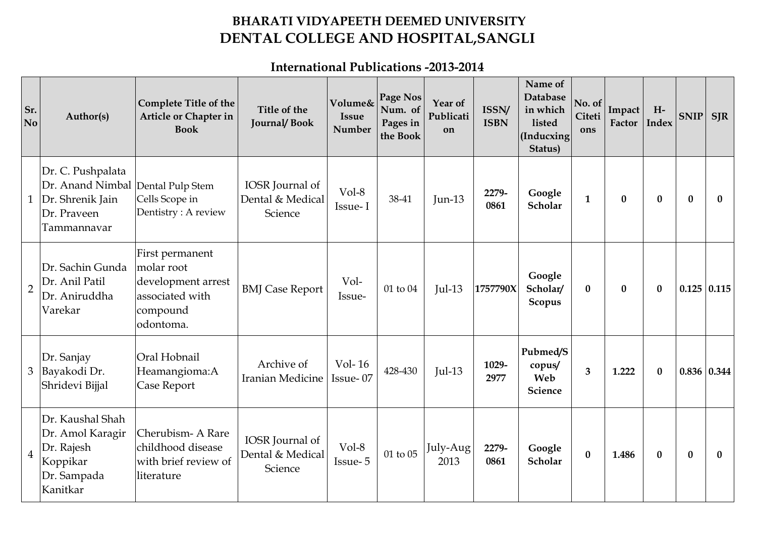# BHARATI VIDYAPEETH DEEMED UNIVERSITY
# DENTAL COLLEGE AND HOSPITAL,SANGLI

## International Publications -2013-2014

| Sr. No | Author(s) | Complete Title of the Article or Chapter in Book | Title of the Journal/ Book | Volume& Issue Number | Page Nos Num. of Pages in the Book | Year of Publication | ISSN/ ISBN | Name of Database in which listed (Inducxing Status) | No. of Citetions | Impact Factor | H-Index | SNIP | SJR |
|---|---|---|---|---|---|---|---|---|---|---|---|---|---|
| 1 | Dr. C. Pushpalata Dr. Anand Nimbal Dr. Shrenik Jain Dr. Praveen Tammannavar | Dental Pulp Stem Cells Scope in Dentistry : A review | IOSR Journal of Dental & Medical Science | Vol-8 Issue- I | 38-41 | Jun-13 | **2279-0861** | **Google Scholar** | **1** | **0** | **0** | **0** | **0** |
| 2 | Dr. Sachin Gunda Dr. Anil Patil Dr. Aniruddha Varekar | First permanent molar root development arrest associated with compound odontoma. | BMJ Case Report | Vol- Issue- | 01 to 04 | Jul-13 | **1757790X** | **Google Scholar/ Scopus** | **0** | **0** | **0** | **0.125** | **0.115** |
| 3 | Dr. Sanjay Bayakodi Dr. Shridevi Bijjal | Oral Hobnail Heamangioma:A Case Report | Archive of Iranian Medicine | Vol- 16 Issue- 07 | 428-430 | Jul-13 | **1029-2977** | **Pubmed/Scopus/ Web Science** | **3** | **1.222** | **0** | **0.836** | **0.344** |
| 4 | Dr. Kaushal Shah Dr. Amol Karagir Dr. Rajesh Koppikar Dr. Sampada Kanitkar | Cherubism- A Rare childhood disease with brief review of literature | IOSR Journal of Dental & Medical Science | Vol-8 Issue- 5 | 01 to 05 | July-Aug 2013 | **2279-0861** | **Google Scholar** | **0** | **1.486** | **0** | **0** | **0** |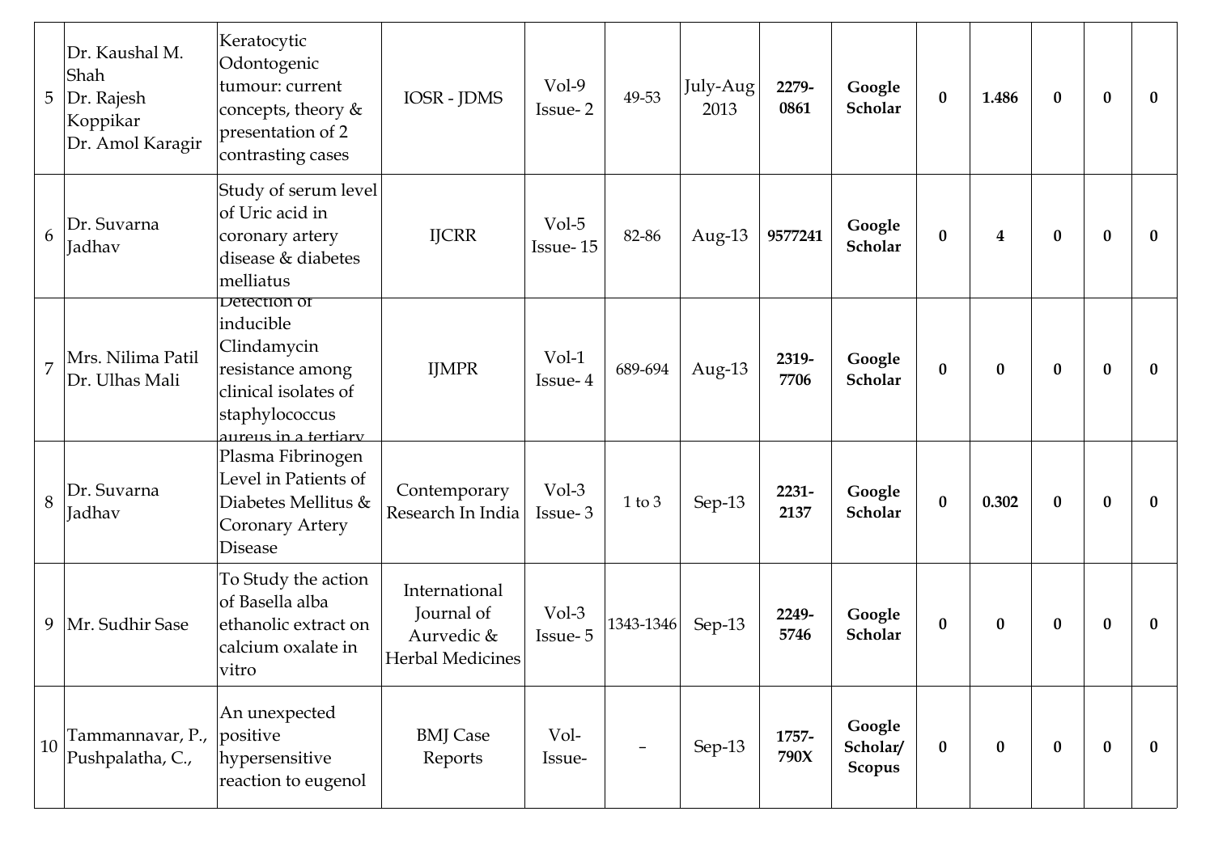| | | | | | | | | | | | | | | |
|---|---|---|---|---|---|---|---|---|---|---|---|---|---|---|
| 5 | Dr. Kaushal M. Shah<br>Dr. Rajesh Koppikar<br>Dr. Amol Karagir | Keratocytic Odontogenic tumour: current concepts, theory & presentation of 2 contrasting cases | IOSR - JDMS | Vol-9 Issue- 2 | 49-53 | July-Aug 2013 | **2279-0861** | **Google Scholar** | **0** | **1.486** | **0** | **0** | **0** |
| 6 | Dr. Suvarna Jadhav | Study of serum level of Uric acid in coronary artery disease & diabetes melliatus | IJCRR | Vol-5 Issue- 15 | 82-86 | Aug-13 | **9577241** | **Google Scholar** | **0** | **4** | **0** | **0** | **0** |
| 7 | Mrs. Nilima Patil<br>Dr. Ulhas Mali | Detection of inducible Clindamycin resistance among clinical isolates of staphylococcus aureus in a tertiary | IJMPR | Vol-1 Issue- 4 | 689-694 | Aug-13 | **2319-7706** | **Google Scholar** | **0** | **0** | **0** | **0** | **0** |
| 8 | Dr. Suvarna Jadhav | Plasma Fibrinogen Level in Patients of Diabetes Mellitus & Coronary Artery Disease | Contemporary Research In India | Vol-3 Issue- 3 | 1 to 3 | Sep-13 | **2231-2137** | **Google Scholar** | **0** | **0.302** | **0** | **0** | **0** |
| 9 | Mr. Sudhir Sase | To Study the action of Basella alba ethanolic extract on calcium oxalate in vitro | International Journal of Aurvedic & Herbal Medicines | Vol-3 Issue- 5 | 1343-1346 | Sep-13 | **2249-5746** | **Google Scholar** | **0** | **0** | **0** | **0** | **0** |
| 10 | Tammannavar, P., Pushpalatha, C., | An unexpected positive hypersensitive reaction to eugenol | BMJ Case Reports | Vol- Issue- | – | Sep-13 | **1757-790X** | **Google Scholar/ Scopus** | **0** | **0** | **0** | **0** | **0** |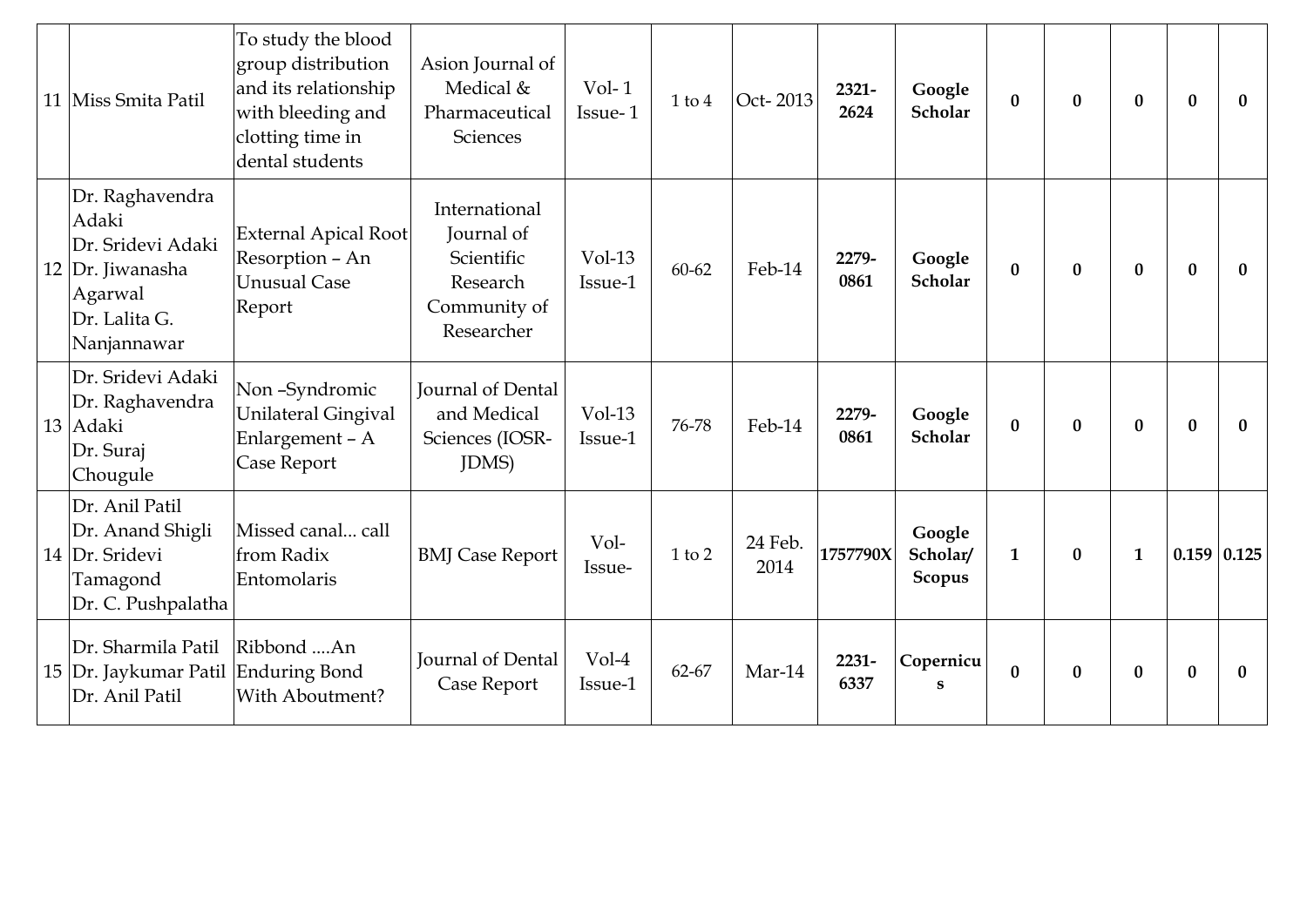| | | | | | | | | | | | | | | |
|---|---|---|---|---|---|---|---|---|---|---|---|---|---|---|
| 11 | Miss Smita Patil | To study the blood group distribution and its relationship with bleeding and clotting time in dental students | Asion Journal of Medical & Pharmaceutical Sciences | Vol- 1 Issue- 1 | 1 to 4 | Oct- 2013 | **2321-2624** | **Google Scholar** | **0** | **0** | **0** | **0** | **0** |
| 12 | Dr. Raghavendra Adaki<br>Dr. Sridevi Adaki<br>Dr. Jiwanasha Agarwal<br>Dr. Lalita G. Nanjannawar | External Apical Root Resorption – An Unusual Case Report | International Journal of Scientific Research Community of Researcher | Vol-13 Issue-1 | 60-62 | Feb-14 | **2279-0861** | **Google Scholar** | **0** | **0** | **0** | **0** | **0** |
| 13 | Dr. Sridevi Adaki<br>Dr. Raghavendra Adaki<br>Dr. Suraj Chougule | Non –Syndromic Unilateral Gingival Enlargement – A Case Report | Journal of Dental and Medical Sciences (IOSR-JDMS) | Vol-13 Issue-1 | 76-78 | Feb-14 | **2279-0861** | **Google Scholar** | **0** | **0** | **0** | **0** | **0** |
| 14 | Dr. Anil Patil<br>Dr. Anand Shigli<br>Dr. Sridevi Tamagond<br>Dr. C. Pushpalatha | Missed canal... call from Radix Entomolaris | BMJ Case Report | Vol- Issue- | 1 to 2 | 24 Feb. 2014 | **1757790X** | **Google Scholar/ Scopus** | **1** | **0** | **1** | **0.159** | **0.125** |
| 15 | Dr. Sharmila Patil<br>Dr. Jaykumar Patil<br>Dr. Anil Patil | Ribbond ....An Enduring Bond With Aboutment? | Journal of Dental Case Report | Vol-4 Issue-1 | 62-67 | Mar-14 | **2231-6337** | **Copernicus** | **0** | **0** | **0** | **0** | **0** |